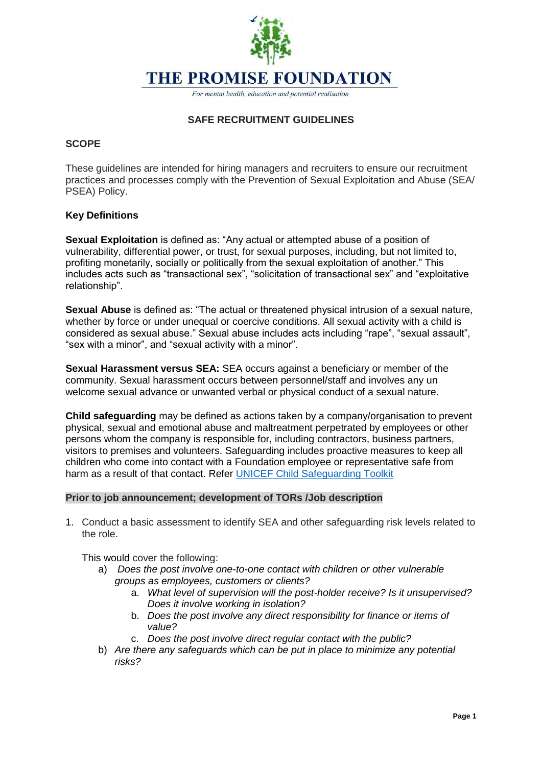# THE PROMISE FOUNDATION

*For mental health, education and potential realisation*

## SAFE RECRUITMENT GUIDELINES

### SCOPE

These guidelines are intended for hiring managers and recruiters to ensure our recruitment practices and processes comply with the Prevention of Sexual Exploitation and Abuse (SEA/ PSEA) Policy.

### Key Definitions

**Sexual Exploitation** is defined as: "Any actual or attempted abuse of a position of vulnerability, differential power, or trust, for sexual purposes, including, but not limited to, profiting monetarily, socially or politically from the sexual exploitation of another." This includes acts such as "transactional sex", "solicitation of transactional sex" and "exploitative relationship".

**Sexual Abuse** is defined as: "The actual or threatened physical intrusion of a sexual nature, whether by force or under unequal or coercive conditions. All sexual activity with a child is considered as sexual abuse." Sexual abuse includes acts including "rape", "sexual assault", "sex with a minor", and "sexual activity with a minor".

**Sexual Harassment versus SEA:** SEA occurs against a beneficiary or member of the community. Sexual harassment occurs between personnel/staff and involves any un welcome sexual advance or unwanted verbal or physical conduct of a sexual nature.

**Child safeguarding** may be defined as actions taken by a company/organisation to prevent physical, sexual and emotional abuse and maltreatment perpetrated by employees or other persons whom the company is responsible for, including contractors, business partners, visitors to premises and volunteers. Safeguarding includes proactive measures to keep all children who come into contact with a Foundation employee or representative safe from harm as a result of that contact. Refer UNICEF Child Safeguarding Toolkit

### Prior to job announcement; development of TORs /Job description

1. Conduct a basic assessment to identify SEA and other safeguarding risk levels related to the role.

   This would cover the following:

   a) *Does the post involve one-to-one contact with children or other vulnerable groups as employees, customers or clients?*
      a. *What level of supervision will the post-holder receive? Is it unsupervised? Does it involve working in isolation?*
      b. *Does the post involve any direct responsibility for finance or items of value?*
      c. *Does the post involve direct regular contact with the public?*

   b) *Are there any safeguards which can be put in place to minimize any potential risks?*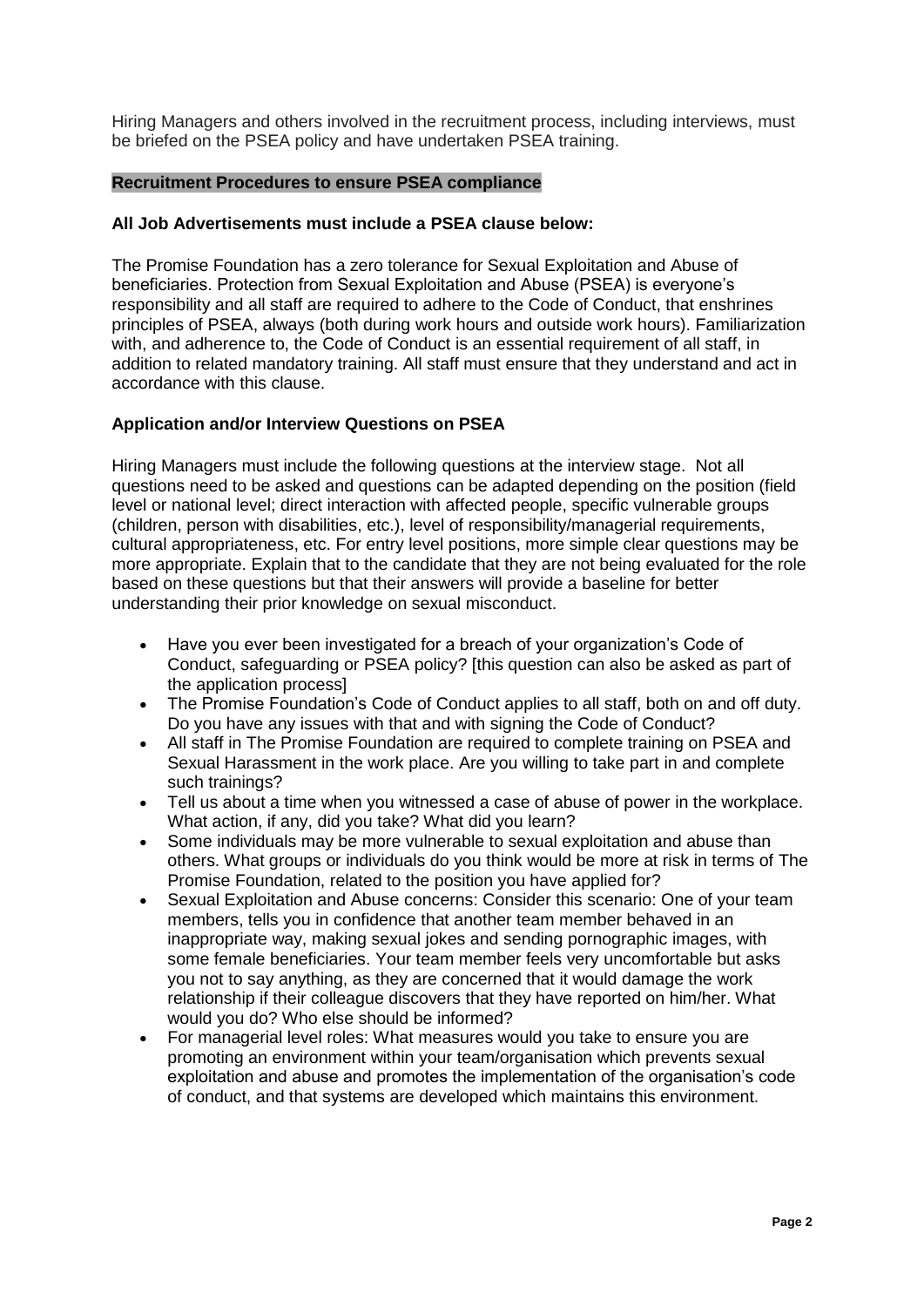Hiring Managers and others involved in the recruitment process, including interviews, must be briefed on the PSEA policy and have undertaken PSEA training.

**Recruitment Procedures to ensure PSEA compliance**

**All Job Advertisements must include a PSEA clause below:**

The Promise Foundation has a zero tolerance for Sexual Exploitation and Abuse of beneficiaries. Protection from Sexual Exploitation and Abuse (PSEA) is everyone's responsibility and all staff are required to adhere to the Code of Conduct, that enshrines principles of PSEA, always (both during work hours and outside work hours). Familiarization with, and adherence to, the Code of Conduct is an essential requirement of all staff, in addition to related mandatory training. All staff must ensure that they understand and act in accordance with this clause.

**Application and/or Interview Questions on PSEA**

Hiring Managers must include the following questions at the interview stage. Not all questions need to be asked and questions can be adapted depending on the position (field level or national level; direct interaction with affected people, specific vulnerable groups (children, person with disabilities, etc.), level of responsibility/managerial requirements, cultural appropriateness, etc. For entry level positions, more simple clear questions may be more appropriate. Explain that to the candidate that they are not being evaluated for the role based on these questions but that their answers will provide a baseline for better understanding their prior knowledge on sexual misconduct.

- Have you ever been investigated for a breach of your organization's Code of Conduct, safeguarding or PSEA policy? [this question can also be asked as part of the application process]
- The Promise Foundation's Code of Conduct applies to all staff, both on and off duty. Do you have any issues with that and with signing the Code of Conduct?
- All staff in The Promise Foundation are required to complete training on PSEA and Sexual Harassment in the work place. Are you willing to take part in and complete such trainings?
- Tell us about a time when you witnessed a case of abuse of power in the workplace. What action, if any, did you take? What did you learn?
- Some individuals may be more vulnerable to sexual exploitation and abuse than others. What groups or individuals do you think would be more at risk in terms of The Promise Foundation, related to the position you have applied for?
- Sexual Exploitation and Abuse concerns: Consider this scenario: One of your team members, tells you in confidence that another team member behaved in an inappropriate way, making sexual jokes and sending pornographic images, with some female beneficiaries. Your team member feels very uncomfortable but asks you not to say anything, as they are concerned that it would damage the work relationship if their colleague discovers that they have reported on him/her. What would you do? Who else should be informed?
- For managerial level roles: What measures would you take to ensure you are promoting an environment within your team/organisation which prevents sexual exploitation and abuse and promotes the implementation of the organisation's code of conduct, and that systems are developed which maintains this environment.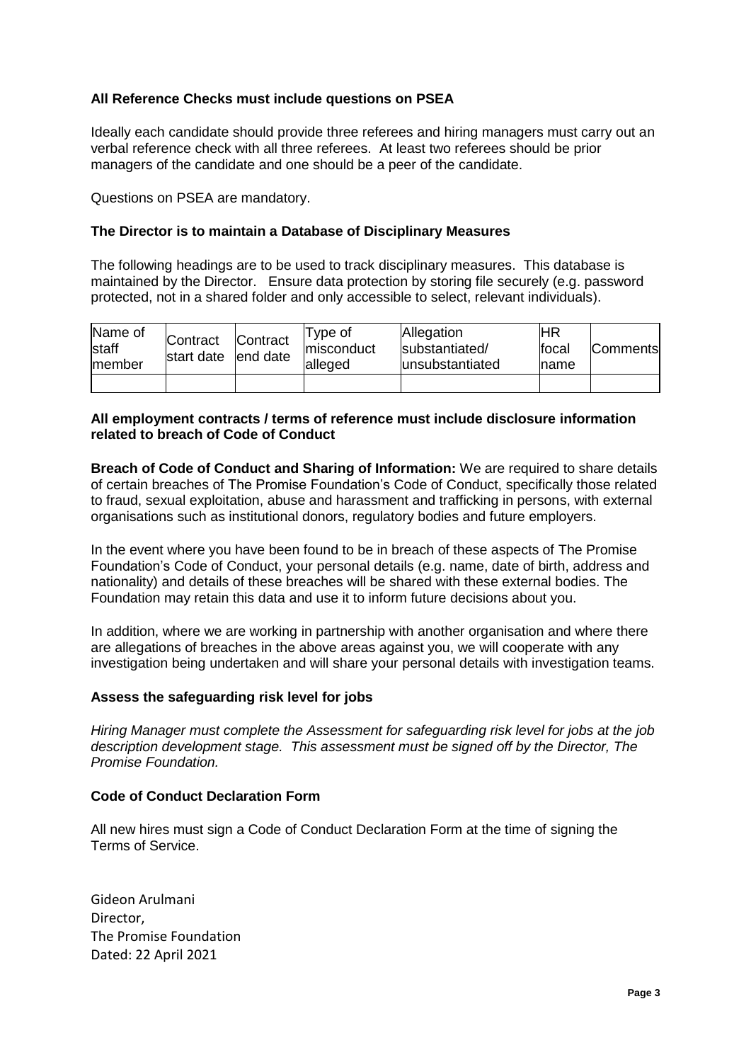**All Reference Checks must include questions on PSEA**

Ideally each candidate should provide three referees and hiring managers must carry out an verbal reference check with all three referees. At least two referees should be prior managers of the candidate and one should be a peer of the candidate.

Questions on PSEA are mandatory.

**The Director is to maintain a Database of Disciplinary Measures**

The following headings are to be used to track disciplinary measures. This database is maintained by the Director. Ensure data protection by storing file securely (e.g. password protected, not in a shared folder and only accessible to select, relevant individuals).

| Name of staff member | Contract start date | Contract end date | Type of misconduct alleged | Allegation substantiated/ unsubstantiated | HR focal name | Comments |
|---|---|---|---|---|---|---|
| | | | | | | |

**All employment contracts / terms of reference must include disclosure information related to breach of Code of Conduct**

**Breach of Code of Conduct and Sharing of Information:** We are required to share details of certain breaches of The Promise Foundation's Code of Conduct, specifically those related to fraud, sexual exploitation, abuse and harassment and trafficking in persons, with external organisations such as institutional donors, regulatory bodies and future employers.

In the event where you have been found to be in breach of these aspects of The Promise Foundation's Code of Conduct, your personal details (e.g. name, date of birth, address and nationality) and details of these breaches will be shared with these external bodies. The Foundation may retain this data and use it to inform future decisions about you.

In addition, where we are working in partnership with another organisation and where there are allegations of breaches in the above areas against you, we will cooperate with any investigation being undertaken and will share your personal details with investigation teams.

**Assess the safeguarding risk level for jobs**

*Hiring Manager must complete the Assessment for safeguarding risk level for jobs at the job description development stage. This assessment must be signed off by the Director, The Promise Foundation.*

**Code of Conduct Declaration Form**

All new hires must sign a Code of Conduct Declaration Form at the time of signing the Terms of Service.

Gideon Arulmani  
Director,  
The Promise Foundation  
Dated: 22 April 2021